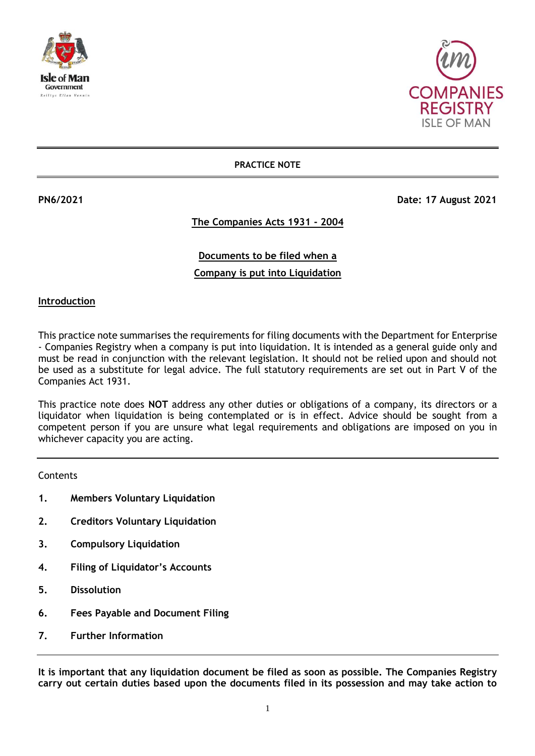**PRACTICE NOTE**

**PN6/2021** **Date: 17 August 2021**

# The Companies Acts 1931 - 2004

# Documents to be filed when a Company is put into Liquidation

## Introduction

This practice note summarises the requirements for filing documents with the Department for Enterprise - Companies Registry when a company is put into liquidation. It is intended as a general guide only and must be read in conjunction with the relevant legislation. It should not be relied upon and should not be used as a substitute for legal advice. The full statutory requirements are set out in Part V of the Companies Act 1931.

This practice note does **NOT** address any other duties or obligations of a company, its directors or a liquidator when liquidation is being contemplated or is in effect. Advice should be sought from a competent person if you are unsure what legal requirements and obligations are imposed on you in whichever capacity you are acting.

---

Contents

1. **Members Voluntary Liquidation**
2. **Creditors Voluntary Liquidation**
3. **Compulsory Liquidation**
4. **Filing of Liquidator's Accounts**
5. **Dissolution**
6. **Fees Payable and Document Filing**
7. **Further Information**

---

**It is important that any liquidation document be filed as soon as possible. The Companies Registry carry out certain duties based upon the documents filed in its possession and may take action to**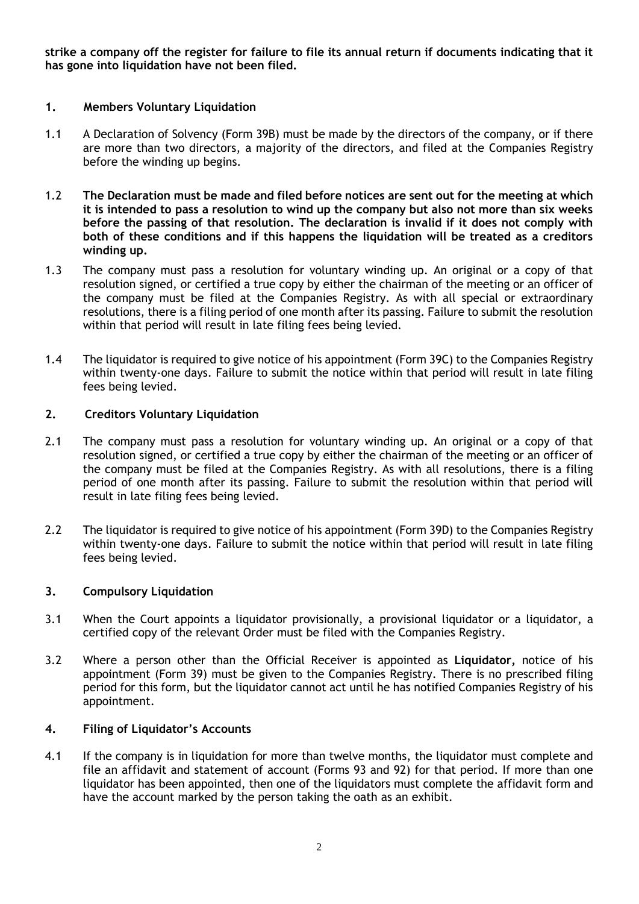**strike a company off the register for failure to file its annual return if documents indicating that it has gone into liquidation have not been filed.**

## 1. Members Voluntary Liquidation

1.1 A Declaration of Solvency (Form 39B) must be made by the directors of the company, or if there are more than two directors, a majority of the directors, and filed at the Companies Registry before the winding up begins.

1.2 **The Declaration must be made and filed before notices are sent out for the meeting at which it is intended to pass a resolution to wind up the company but also not more than six weeks before the passing of that resolution. The declaration is invalid if it does not comply with both of these conditions and if this happens the liquidation will be treated as a creditors winding up.**

1.3 The company must pass a resolution for voluntary winding up. An original or a copy of that resolution signed, or certified a true copy by either the chairman of the meeting or an officer of the company must be filed at the Companies Registry. As with all special or extraordinary resolutions, there is a filing period of one month after its passing. Failure to submit the resolution within that period will result in late filing fees being levied.

1.4 The liquidator is required to give notice of his appointment (Form 39C) to the Companies Registry within twenty-one days. Failure to submit the notice within that period will result in late filing fees being levied.

## 2. Creditors Voluntary Liquidation

2.1 The company must pass a resolution for voluntary winding up. An original or a copy of that resolution signed, or certified a true copy by either the chairman of the meeting or an officer of the company must be filed at the Companies Registry. As with all resolutions, there is a filing period of one month after its passing. Failure to submit the resolution within that period will result in late filing fees being levied.

2.2 The liquidator is required to give notice of his appointment (Form 39D) to the Companies Registry within twenty-one days. Failure to submit the notice within that period will result in late filing fees being levied.

## 3. Compulsory Liquidation

3.1 When the Court appoints a liquidator provisionally, a provisional liquidator or a liquidator, a certified copy of the relevant Order must be filed with the Companies Registry.

3.2 Where a person other than the Official Receiver is appointed as **Liquidator,** notice of his appointment (Form 39) must be given to the Companies Registry. There is no prescribed filing period for this form, but the liquidator cannot act until he has notified Companies Registry of his appointment.

## 4. Filing of Liquidator's Accounts

4.1 If the company is in liquidation for more than twelve months, the liquidator must complete and file an affidavit and statement of account (Forms 93 and 92) for that period. If more than one liquidator has been appointed, then one of the liquidators must complete the affidavit form and have the account marked by the person taking the oath as an exhibit.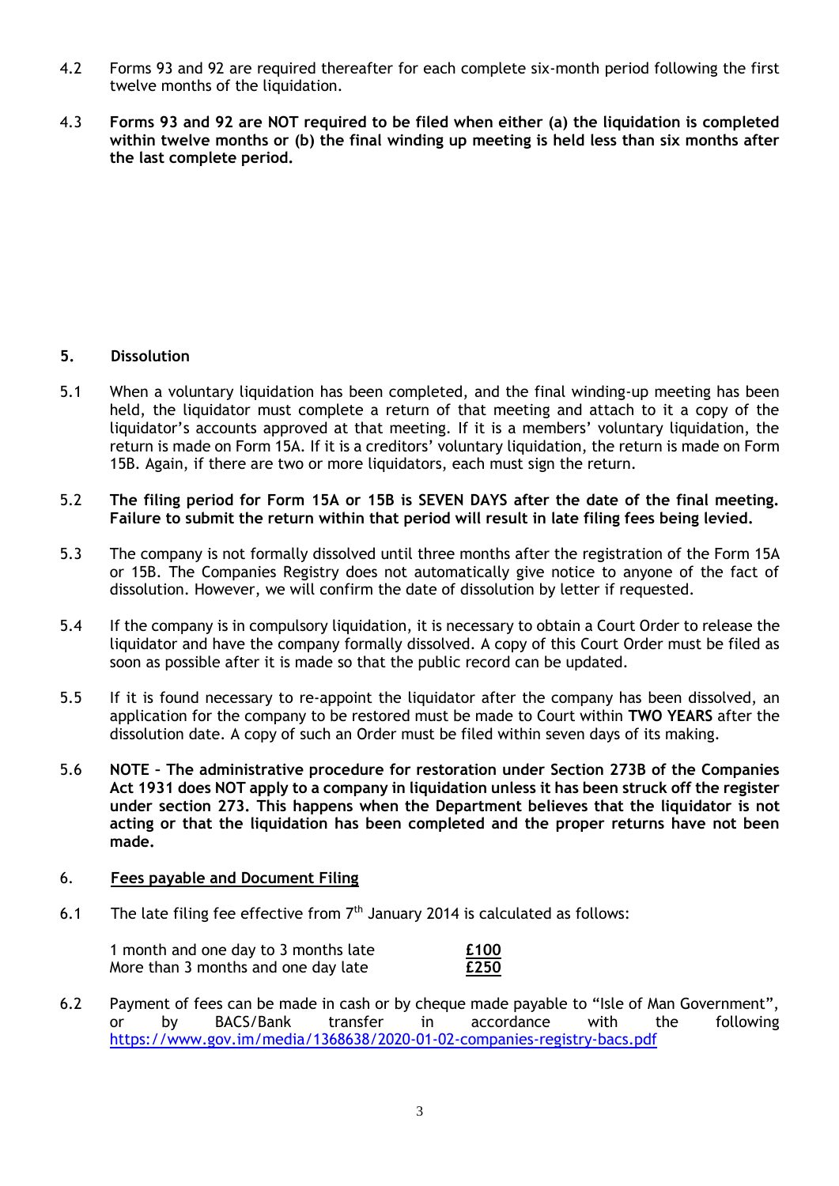4.2 Forms 93 and 92 are required thereafter for each complete six-month period following the first twelve months of the liquidation.

4.3 **Forms 93 and 92 are NOT required to be filed when either (a) the liquidation is completed within twelve months or (b) the final winding up meeting is held less than six months after the last complete period.**

## 5. Dissolution

5.1 When a voluntary liquidation has been completed, and the final winding-up meeting has been held, the liquidator must complete a return of that meeting and attach to it a copy of the liquidator's accounts approved at that meeting. If it is a members' voluntary liquidation, the return is made on Form 15A. If it is a creditors' voluntary liquidation, the return is made on Form 15B. Again, if there are two or more liquidators, each must sign the return.

5.2 **The filing period for Form 15A or 15B is SEVEN DAYS after the date of the final meeting. Failure to submit the return within that period will result in late filing fees being levied.**

5.3 The company is not formally dissolved until three months after the registration of the Form 15A or 15B. The Companies Registry does not automatically give notice to anyone of the fact of dissolution. However, we will confirm the date of dissolution by letter if requested.

5.4 If the company is in compulsory liquidation, it is necessary to obtain a Court Order to release the liquidator and have the company formally dissolved. A copy of this Court Order must be filed as soon as possible after it is made so that the public record can be updated.

5.5 If it is found necessary to re-appoint the liquidator after the company has been dissolved, an application for the company to be restored must be made to Court within **TWO YEARS** after the dissolution date. A copy of such an Order must be filed within seven days of its making.

5.6 **NOTE – The administrative procedure for restoration under Section 273B of the Companies Act 1931 does NOT apply to a company in liquidation unless it has been struck off the register under section 273. This happens when the Department believes that the liquidator is not acting or that the liquidation has been completed and the proper returns have not been made.**

## 6. Fees payable and Document Filing

6.1 The late filing fee effective from 7th January 2014 is calculated as follows:

| | |
|---|---|
| 1 month and one day to 3 months late | **£100** |
| More than 3 months and one day late | **£250** |

6.2 Payment of fees can be made in cash or by cheque made payable to "Isle of Man Government", or by BACS/Bank transfer in accordance with the following https://www.gov.im/media/1368638/2020-01-02-companies-registry-bacs.pdf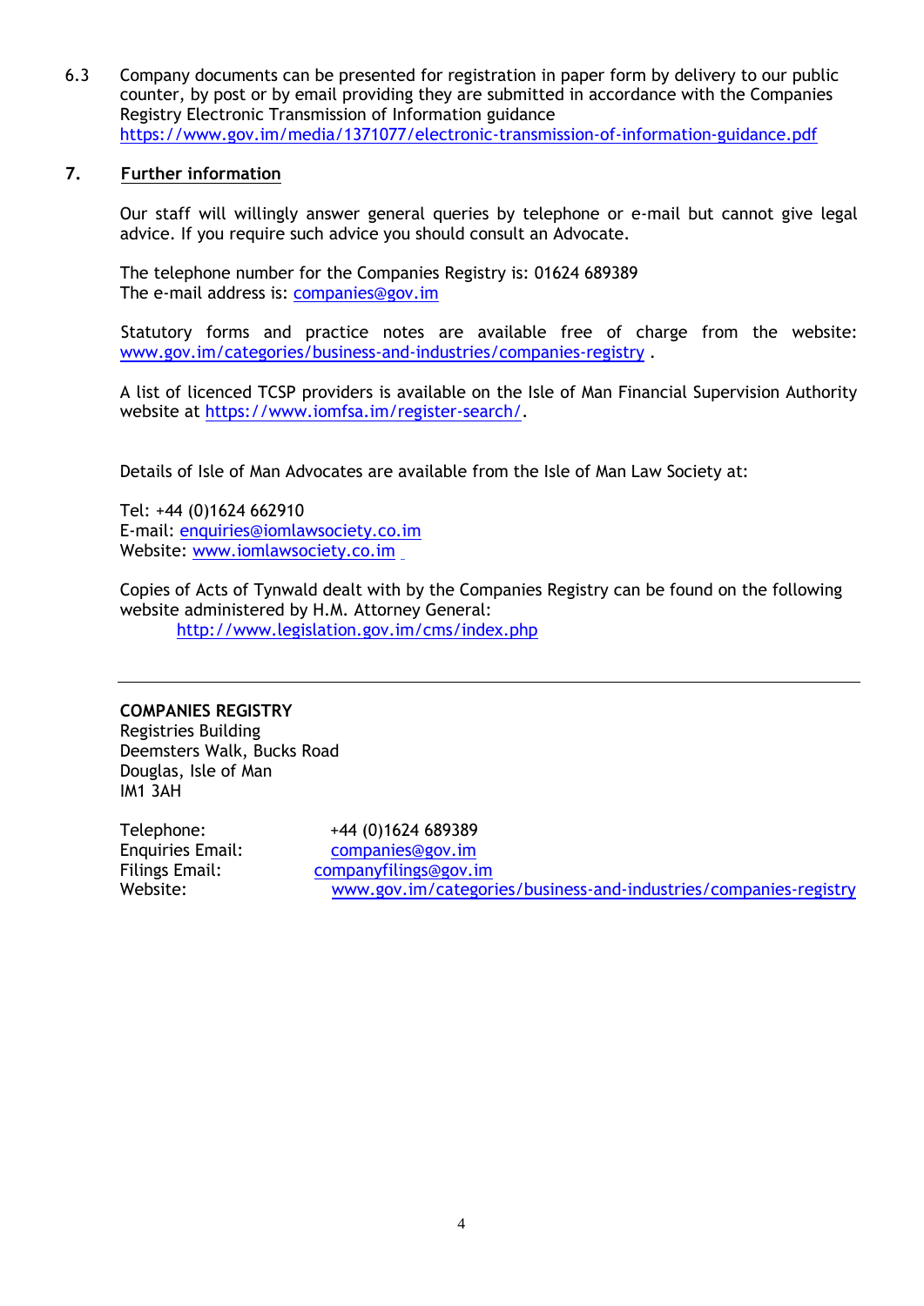6.3 Company documents can be presented for registration in paper form by delivery to our public counter, by post or by email providing they are submitted in accordance with the Companies Registry Electronic Transmission of Information guidance https://www.gov.im/media/1371077/electronic-transmission-of-information-guidance.pdf

## 7. Further information

Our staff will willingly answer general queries by telephone or e-mail but cannot give legal advice. If you require such advice you should consult an Advocate.

The telephone number for the Companies Registry is: 01624 689389
The e-mail address is: companies@gov.im

Statutory forms and practice notes are available free of charge from the website: www.gov.im/categories/business-and-industries/companies-registry .

A list of licenced TCSP providers is available on the Isle of Man Financial Supervision Authority website at https://www.iomfsa.im/register-search/.

Details of Isle of Man Advocates are available from the Isle of Man Law Society at:

Tel: +44 (0)1624 662910
E-mail: enquiries@iomlawsociety.co.im
Website: www.iomlawsociety.co.im

Copies of Acts of Tynwald dealt with by the Companies Registry can be found on the following website administered by H.M. Attorney General:
http://www.legislation.gov.im/cms/index.php

---

**COMPANIES REGISTRY**
Registries Building
Deemsters Walk, Bucks Road
Douglas, Isle of Man
IM1 3AH

| | |
|---|---|
| Telephone: | +44 (0)1624 689389 |
| Enquiries Email: | companies@gov.im |
| Filings Email: | companyfilings@gov.im |
| Website: | www.gov.im/categories/business-and-industries/companies-registry |